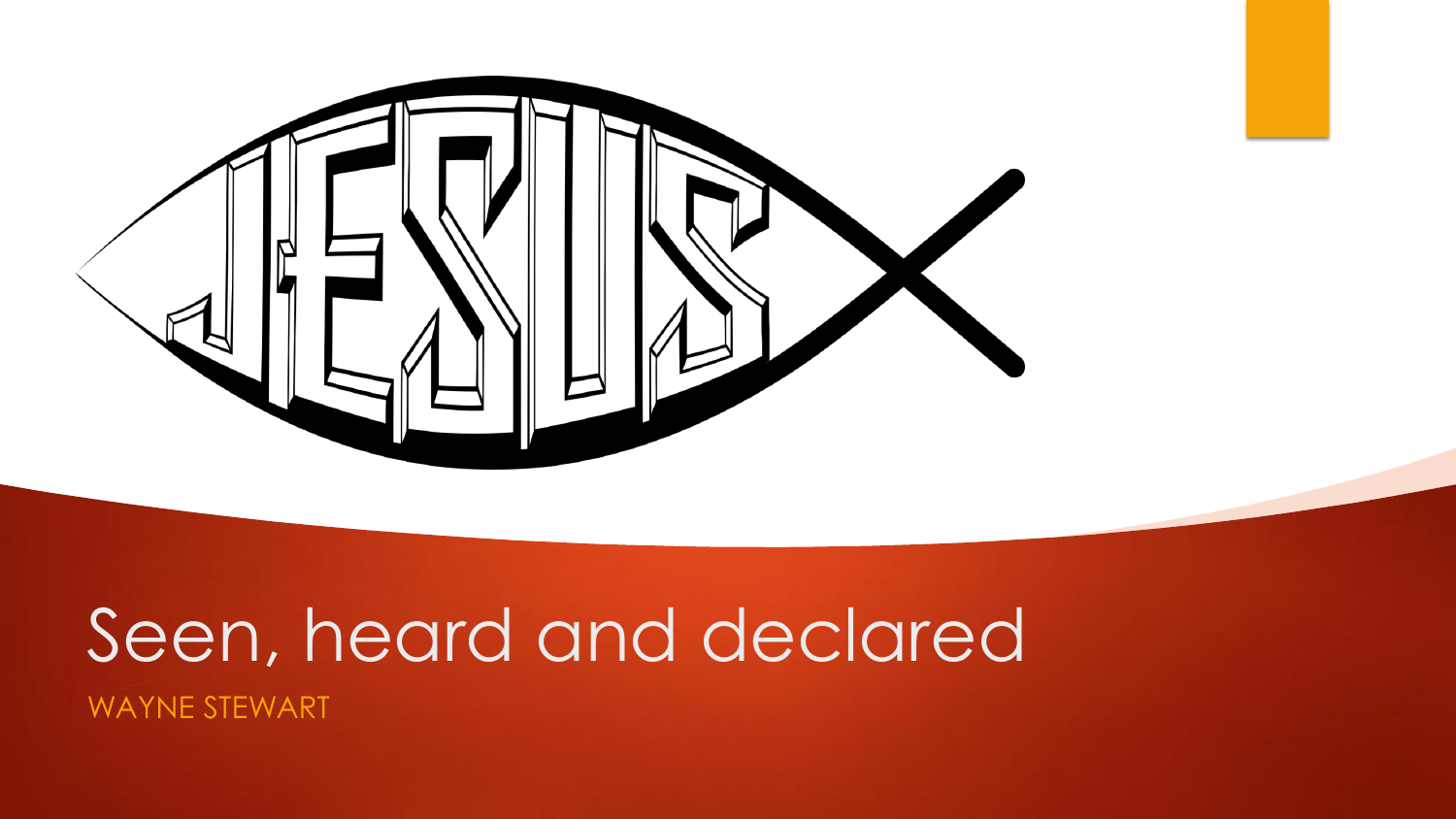# Seen, heard and declared

WAYNE STEWART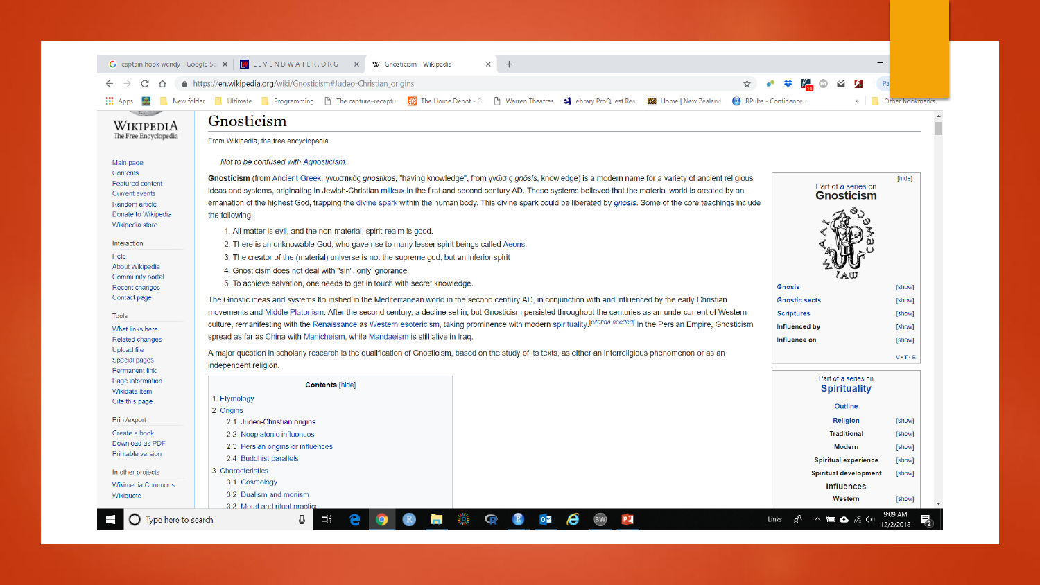# Gnosticism

From Wikipedia, the free encyclopedia

*Not to be confused with Agnosticism.*

**Gnosticism** (from Ancient Greek: γνωστικός *gnostikos*, "having knowledge", from γνῶσις *gnōsis*, knowledge) is a modern name for a variety of ancient religious ideas and systems, originating in Jewish-Christian milieux in the first and second century AD. These systems believed that the material world is created by an emanation of the highest God, trapping the divine spark within the human body. This divine spark could be liberated by *gnosis*. Some of the core teachings include the following:

1. All matter is evil, and the non-material, spirit-realm is good.
2. There is an unknowable God, who gave rise to many lesser spirit beings called Aeons.
3. The creator of the (material) universe is not the supreme god, but an inferior spirit
4. Gnosticism does not deal with "sin", only ignorance.
5. To achieve salvation, one needs to get in touch with secret knowledge.

The Gnostic ideas and systems flourished in the Mediterranean world in the second century AD, in conjunction with and influenced by the early Christian movements and Middle Platonism. After the second century, a decline set in, but Gnosticism persisted throughout the centuries as an undercurrent of Western culture, remanifesting with the Renaissance as Western esotericism, taking prominence with modern spirituality.[citation needed] In the Persian Empire, Gnosticism spread as far as China with Manicheism, while Mandaeism is still alive in Iraq.

A major question in scholarly research is the qualification of Gnosticism, based on the study of its texts, as either an interreligious phenomenon or as an independent religion.

**Contents** [hide]

1 Etymology
2 Origins
  2.1 Judeo-Christian origins
  2.2 Neoplatonic influences
  2.3 Persian origins or influences
  2.4 Buddhist parallels
3 Characteristics
  3.1 Cosmology
  3.2 Dualism and monism
  3.3 Moral and ritual practice

Part of a series on **Gnosticism**

Gnosis [show]
Gnostic sects [show]
Scriptures [show]
Influenced by [show]
Influence on [show]

Part of a series on **Spirituality**

Outline
Religion [show]
Traditional [show]
Modern [show]
Spiritual experience [show]
Spiritual development [show]
Influences
Western [show]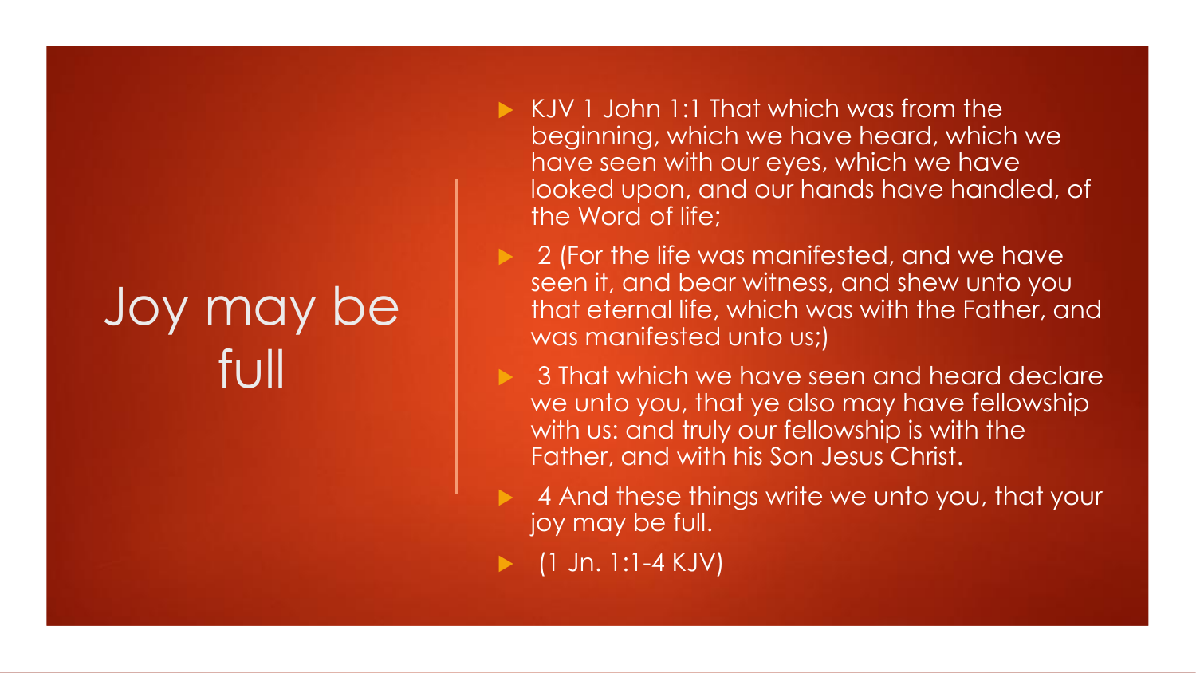# Joy may be full

- KJV 1 John 1:1 That which was from the beginning, which we have heard, which we have seen with our eyes, which we have looked upon, and our hands have handled, of the Word of life;
- 2 (For the life was manifested, and we have seen it, and bear witness, and shew unto you that eternal life, which was with the Father, and was manifested unto us;)
- 3 That which we have seen and heard declare we unto you, that ye also may have fellowship with us: and truly our fellowship is with the Father, and with his Son Jesus Christ.
- 4 And these things write we unto you, that your joy may be full.
- (1 Jn. 1:1-4 KJV)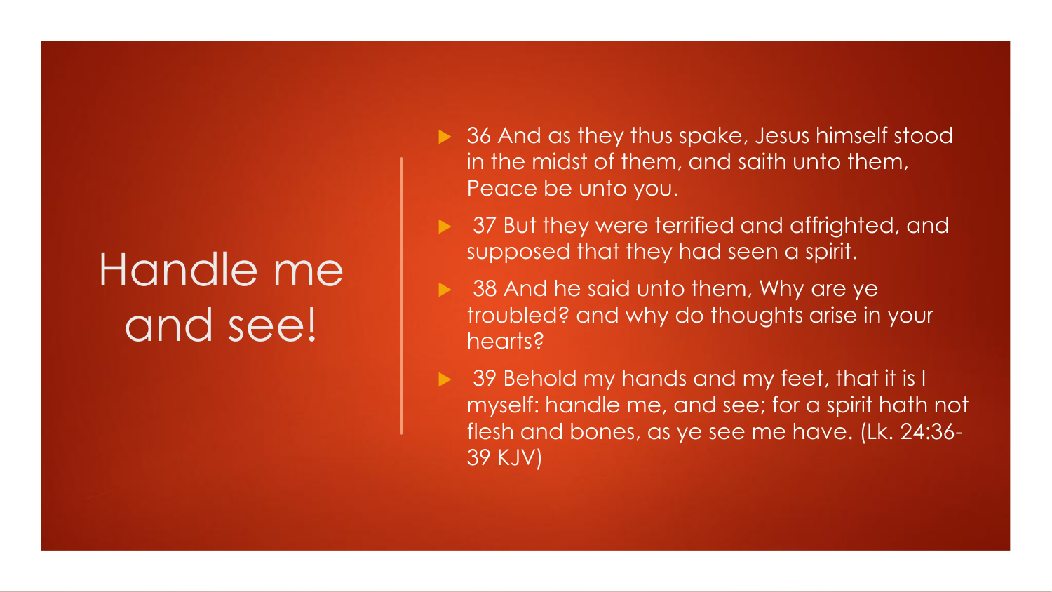# Handle me and see!

- 36 And as they thus spake, Jesus himself stood in the midst of them, and saith unto them, Peace be unto you.
- 37 But they were terrified and affrighted, and supposed that they had seen a spirit.
- 38 And he said unto them, Why are ye troubled? and why do thoughts arise in your hearts?
- 39 Behold my hands and my feet, that it is I myself: handle me, and see; for a spirit hath not flesh and bones, as ye see me have. (Lk. 24:36-39 KJV)